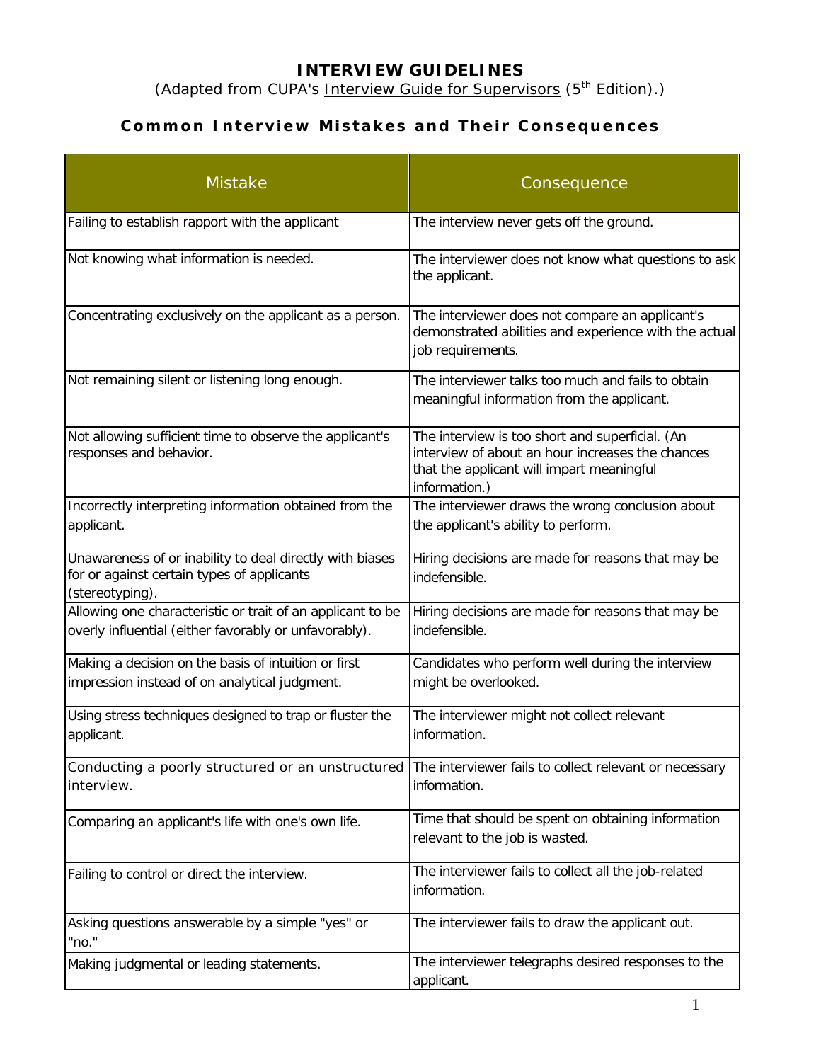# INTERVIEW GUIDELINES

(Adapted from CUPA's Interview Guide for Supervisors (5th Edition).)

## Common Interview Mistakes and Their Consequences

| Mistake | Consequence |
| --- | --- |
| Failing to establish rapport with the applicant | The interview never gets off the ground. |
| Not knowing what information is needed. | The interviewer does not know what questions to ask the applicant. |
| Concentrating exclusively on the applicant as a person. | The interviewer does not compare an applicant's demonstrated abilities and experience with the actual job requirements. |
| Not remaining silent or listening long enough. | The interviewer talks too much and fails to obtain meaningful information from the applicant. |
| Not allowing sufficient time to observe the applicant's responses and behavior. | The interview is too short and superficial. (An interview of about an hour increases the chances that the applicant will impart meaningful information.) |
| Incorrectly interpreting information obtained from the applicant. | The interviewer draws the wrong conclusion about the applicant's ability to perform. |
| Unawareness of or inability to deal directly with biases for or against certain types of applicants (stereotyping). | Hiring decisions are made for reasons that may be indefensible. |
| Allowing one characteristic or trait of an applicant to be overly influential (either favorably or unfavorably). | Hiring decisions are made for reasons that may be indefensible. |
| Making a decision on the basis of intuition or first impression instead of on analytical judgment. | Candidates who perform well during the interview might be overlooked. |
| Using stress techniques designed to trap or fluster the applicant. | The interviewer might not collect relevant information. |
| Conducting a poorly structured or an unstructured interview. | The interviewer fails to collect relevant or necessary information. |
| Comparing an applicant's life with one's own life. | Time that should be spent on obtaining information relevant to the job is wasted. |
| Failing to control or direct the interview. | The interviewer fails to collect all the job-related information. |
| Asking questions answerable by a simple "yes" or "no." | The interviewer fails to draw the applicant out. |
| Making judgmental or leading statements. | The interviewer telegraphs desired responses to the applicant. |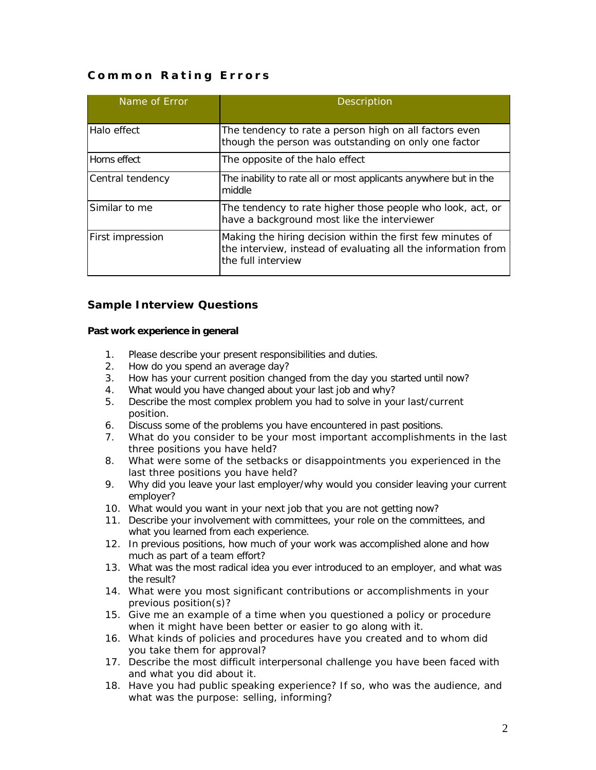## Common Rating Errors

| Name of Error | Description |
| --- | --- |
| Halo effect | The tendency to rate a person high on all factors even though the person was outstanding on only one factor |
| Horns effect | The opposite of the halo effect |
| Central tendency | The inability to rate all or most applicants anywhere but in the middle |
| Similar to me | The tendency to rate higher those people who look, act, or have a background most like the interviewer |
| First impression | Making the hiring decision within the first few minutes of the interview, instead of evaluating all the information from the full interview |

## Sample Interview Questions

**Past work experience in general**

1. Please describe your present responsibilities and duties.
2. How do you spend an average day?
3. How has your current position changed from the day you started until now?
4. What would you have changed about your last job and why?
5. Describe the most complex problem you had to solve in your last/current position.
6. Discuss some of the problems you have encountered in past positions.
7. What do you consider to be your most important accomplishments in the last three positions you have held?
8. What were some of the setbacks or disappointments you experienced in the last three positions you have held?
9. Why did you leave your last employer/why would you consider leaving your current employer?
10. What would you want in your next job that you are not getting now?
11. Describe your involvement with committees, your role on the committees, and what you learned from each experience.
12. In previous positions, how much of your work was accomplished alone and how much as part of a team effort?
13. What was the most radical idea you ever introduced to an employer, and what was the result?
14. What were you most significant contributions or accomplishments in your previous position(s)?
15. Give me an example of a time when you questioned a policy or procedure when it might have been better or easier to go along with it.
16. What kinds of policies and procedures have you created and to whom did you take them for approval?
17. Describe the most difficult interpersonal challenge you have been faced with and what you did about it.
18. Have you had public speaking experience? If so, who was the audience, and what was the purpose: selling, informing?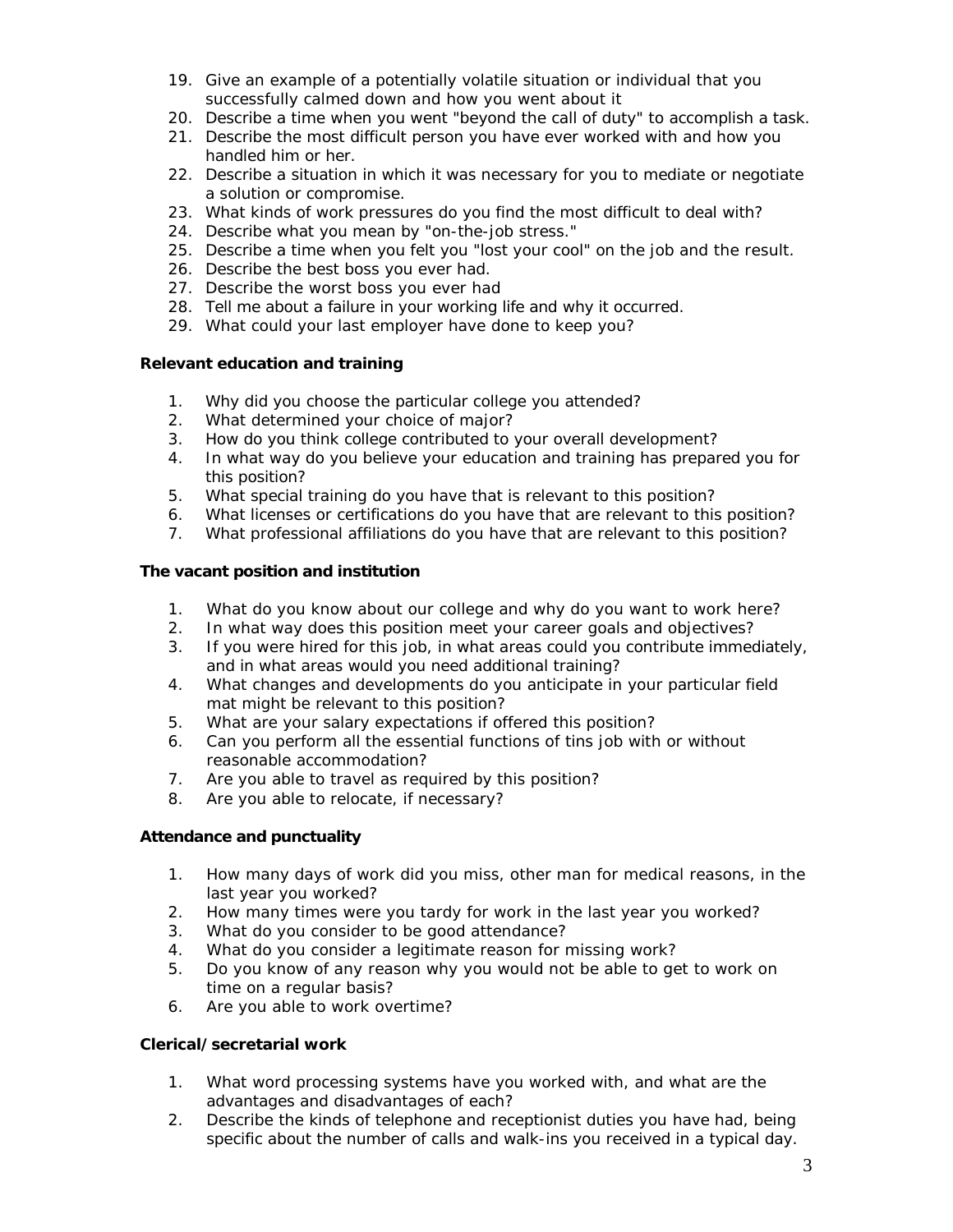19. Give an example of a potentially volatile situation or individual that you successfully calmed down and how you went about it
20. Describe a time when you went "beyond the call of duty" to accomplish a task.
21. Describe the most difficult person you have ever worked with and how you handled him or her.
22. Describe a situation in which it was necessary for you to mediate or negotiate a solution or compromise.
23. What kinds of work pressures do you find the most difficult to deal with?
24. Describe what you mean by "on-the-job stress."
25. Describe a time when you felt you "lost your cool" on the job and the result.
26. Describe the best boss you ever had.
27. Describe the worst boss you ever had
28. Tell me about a failure in your working life and why it occurred.
29. What could your last employer have done to keep you?

**Relevant education and training**

1. Why did you choose the particular college you attended?
2. What determined your choice of major?
3. How do you think college contributed to your overall development?
4. In what way do you believe your education and training has prepared you for this position?
5. What special training do you have that is relevant to this position?
6. What licenses or certifications do you have that are relevant to this position?
7. What professional affiliations do you have that are relevant to this position?

**The vacant position and institution**

1. What do you know about our college and why do you want to work here?
2. In what way does this position meet your career goals and objectives?
3. If you were hired for this job, in what areas could you contribute immediately, and in what areas would you need additional training?
4. What changes and developments do you anticipate in your particular field mat might be relevant to this position?
5. What are your salary expectations if offered this position?
6. Can you perform all the essential functions of tins job with or without reasonable accommodation?
7. Are you able to travel as required by this position?
8. Are you able to relocate, if necessary?

**Attendance and punctuality**

1. How many days of work did you miss, other man for medical reasons, in the last year you worked?
2. How many times were you tardy for work in the last year you worked?
3. What do you consider to be good attendance?
4. What do you consider a legitimate reason for missing work?
5. Do you know of any reason why you would not be able to get to work on time on a regular basis?
6. Are you able to work overtime?

**Clerical/secretarial work**

1. What word processing systems have you worked with, and what are the advantages and disadvantages of each?
2. Describe the kinds of telephone and receptionist duties you have had, being specific about the number of calls and walk-ins you received in a typical day.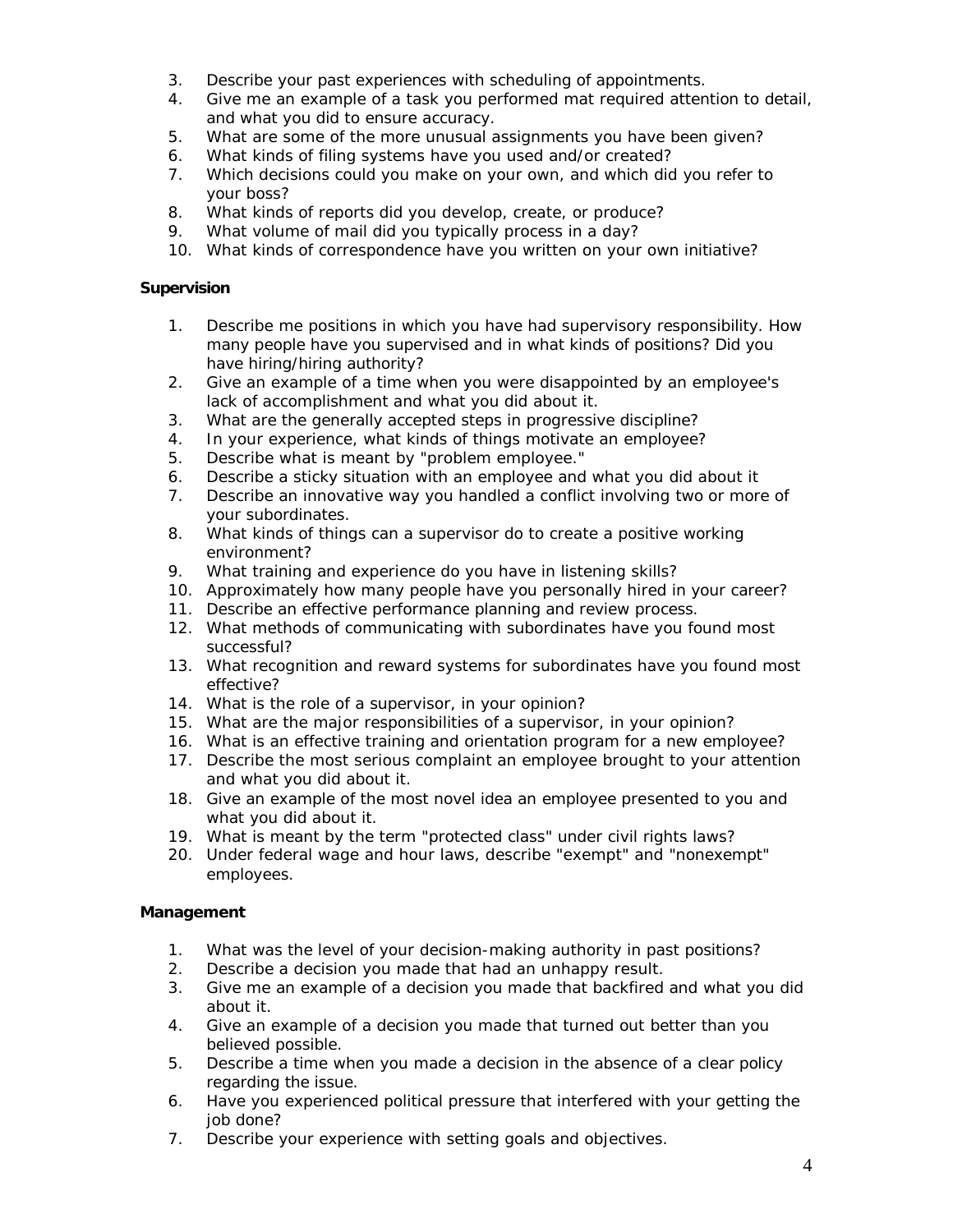3. Describe your past experiences with scheduling of appointments.
4. Give me an example of a task you performed mat required attention to detail, and what you did to ensure accuracy.
5. What are some of the more unusual assignments you have been given?
6. What kinds of filing systems have you used and/or created?
7. Which decisions could you make on your own, and which did you refer to your boss?
8. What kinds of reports did you develop, create, or produce?
9. What volume of mail did you typically process in a day?
10. What kinds of correspondence have you written on your own initiative?

**Supervision**

1. Describe me positions in which you have had supervisory responsibility. How many people have you supervised and in what kinds of positions? Did you have hiring/hiring authority?
2. Give an example of a time when you were disappointed by an employee's lack of accomplishment and what you did about it.
3. What are the generally accepted steps in progressive discipline?
4. In your experience, what kinds of things motivate an employee?
5. Describe what is meant by "problem employee."
6. Describe a sticky situation with an employee and what you did about it
7. Describe an innovative way you handled a conflict involving two or more of your subordinates.
8. What kinds of things can a supervisor do to create a positive working environment?
9. What training and experience do you have in listening skills?
10. Approximately how many people have you personally hired in your career?
11. Describe an effective performance planning and review process.
12. What methods of communicating with subordinates have you found most successful?
13. What recognition and reward systems for subordinates have you found most effective?
14. What is the role of a supervisor, in your opinion?
15. What are the major responsibilities of a supervisor, in your opinion?
16. What is an effective training and orientation program for a new employee?
17. Describe the most serious complaint an employee brought to your attention and what you did about it.
18. Give an example of the most novel idea an employee presented to you and what you did about it.
19. What is meant by the term "protected class" under civil rights laws?
20. Under federal wage and hour laws, describe "exempt" and "nonexempt" employees.

**Management**

1. What was the level of your decision-making authority in past positions?
2. Describe a decision you made that had an unhappy result.
3. Give me an example of a decision you made that backfired and what you did about it.
4. Give an example of a decision you made that turned out better than you believed possible.
5. Describe a time when you made a decision in the absence of a clear policy regarding the issue.
6. Have you experienced political pressure that interfered with your getting the job done?
7. Describe your experience with setting goals and objectives.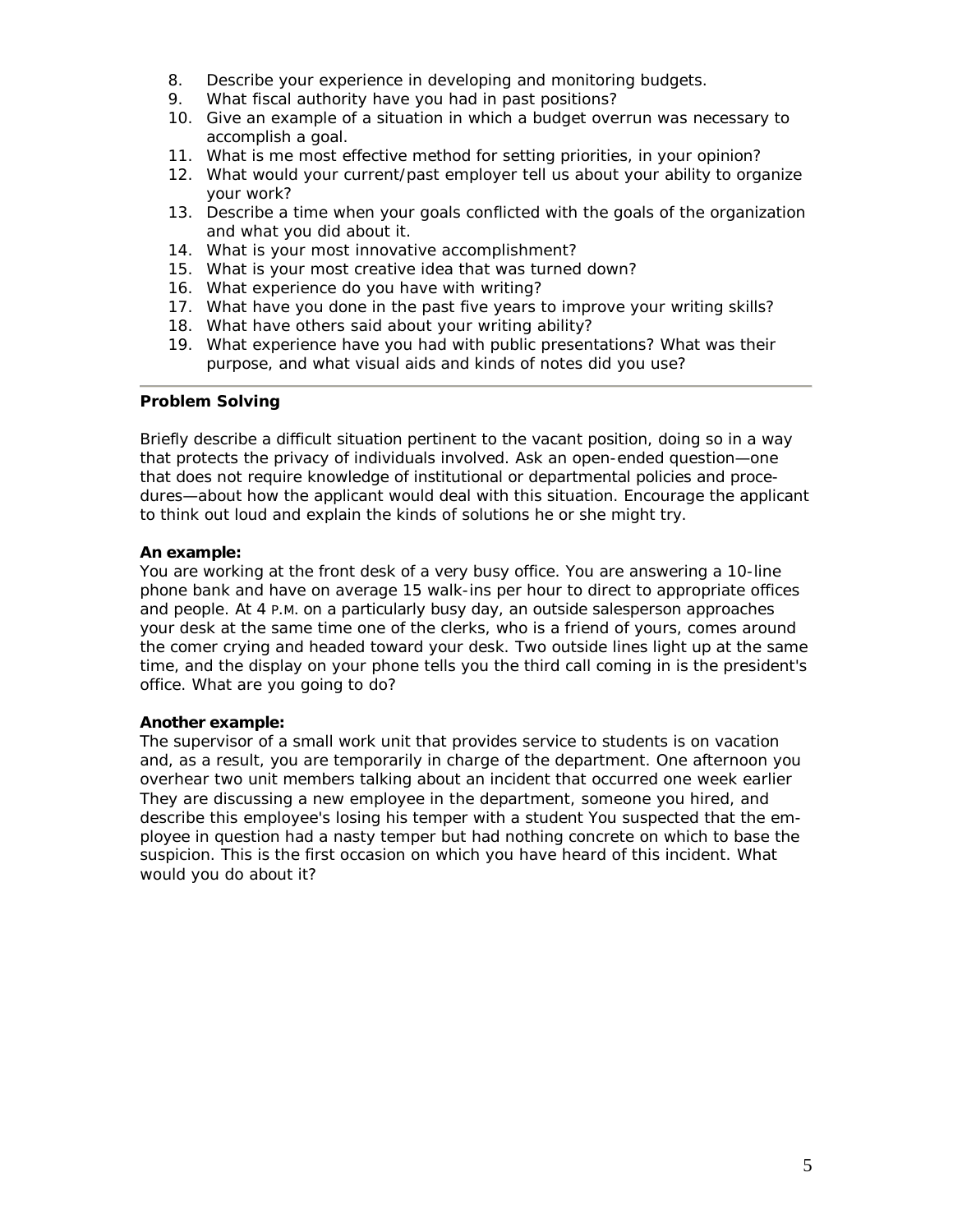8. Describe your experience in developing and monitoring budgets.
9. What fiscal authority have you had in past positions?
10. Give an example of a situation in which a budget overrun was necessary to accomplish a goal.
11. What is me most effective method for setting priorities, in your opinion?
12. What would your current/past employer tell us about your ability to organize your work?
13. Describe a time when your goals conflicted with the goals of the organization and what you did about it.
14. What is your most innovative accomplishment?
15. What is your most creative idea that was turned down?
16. What experience do you have with writing?
17. What have you done in the past five years to improve your writing skills?
18. What have others said about your writing ability?
19. What experience have you had with public presentations? What was their purpose, and what visual aids and kinds of notes did you use?

---

**Problem Solving**

Briefly describe a difficult situation pertinent to the vacant position, doing so in a way that protects the privacy of individuals involved. Ask an open-ended question—one that does not require knowledge of institutional or departmental policies and procedures—about how the applicant would deal with this situation. Encourage the applicant to think out loud and explain the kinds of solutions he or she might try.

**An example:**
You are working at the front desk of a very busy office. You are answering a 10-line phone bank and have on average 15 walk-ins per hour to direct to appropriate offices and people. At 4 P.M. on a particularly busy day, an outside salesperson approaches your desk at the same time one of the clerks, who is a friend of yours, comes around the comer crying and headed toward your desk. Two outside lines light up at the same time, and the display on your phone tells you the third call coming in is the president's office. What are you going to do?

**Another example:**
The supervisor of a small work unit that provides service to students is on vacation and, as a result, you are temporarily in charge of the department. One afternoon you overhear two unit members talking about an incident that occurred one week earlier They are discussing a new employee in the department, someone you hired, and describe this employee's losing his temper with a student You suspected that the employee in question had a nasty temper but had nothing concrete on which to base the suspicion. This is the first occasion on which you have heard of this incident. What would you do about it?